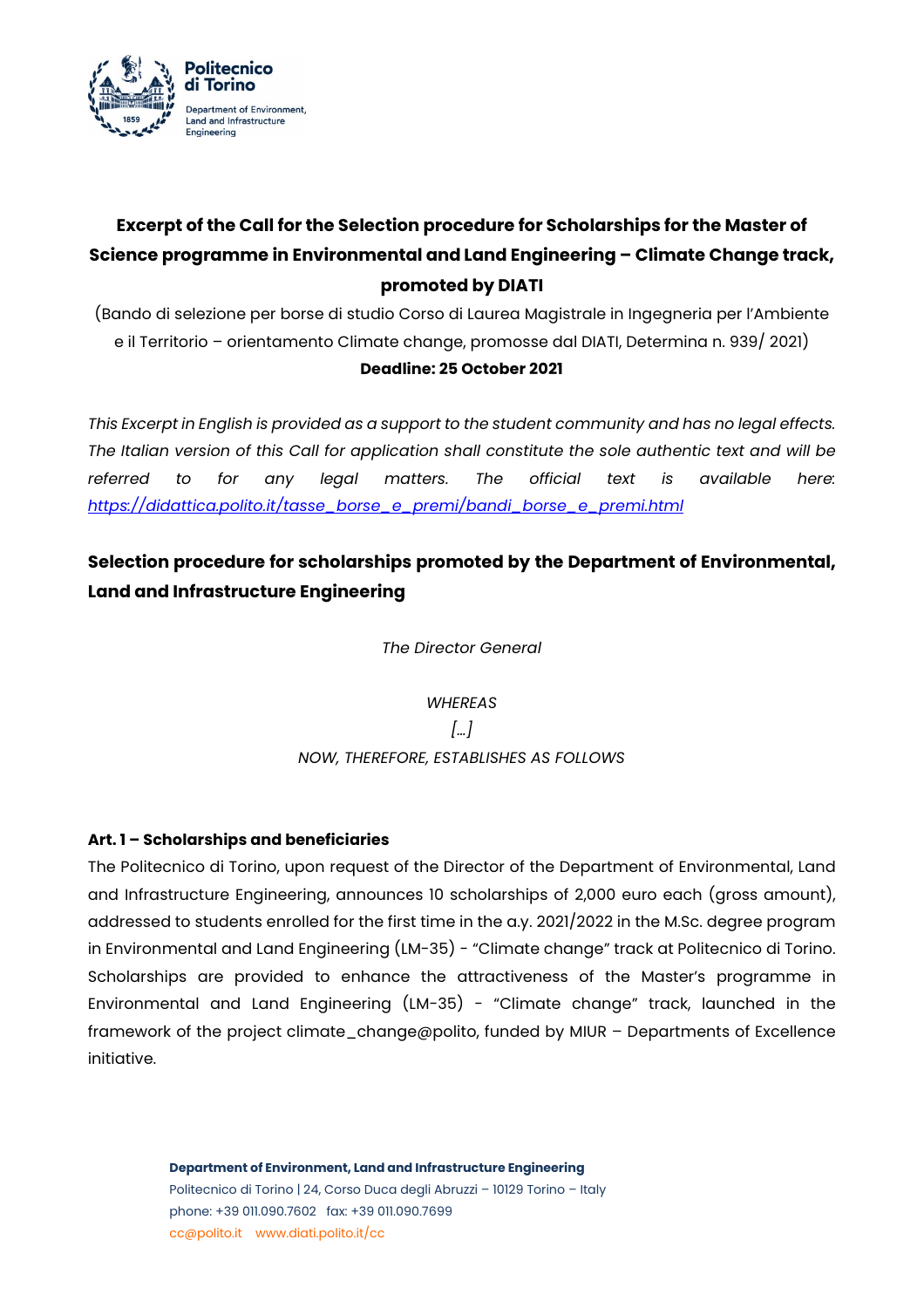# Excerpt of the Call for the Selection procedure for Scholarships for the Master of Science programme in Environmental and Land Engineering – Climate Change track, promoted by DIATI

(Bando di selezione per borse di studio Corso di Laurea Magistrale in Ingegneria per l'Ambiente e il Territorio – orientamento Climate change, promosse dal DIATI, Determina n. 939/ 2021)

**Deadline: 25 October 2021**

*This Excerpt in English is provided as a support to the student community and has no legal effects. The Italian version of this Call for application shall constitute the sole authentic text and will be referred to for any legal matters. The official text is available here: https://didattica.polito.it/tasse_borse_e_premi/bandi_borse_e_premi.html*

## Selection procedure for scholarships promoted by the Department of Environmental, Land and Infrastructure Engineering

*The Director General*

*WHEREAS*

*[…]*

*NOW, THEREFORE, ESTABLISHES AS FOLLOWS*

### Art. 1 – Scholarships and beneficiaries

The Politecnico di Torino, upon request of the Director of the Department of Environmental, Land and Infrastructure Engineering, announces 10 scholarships of 2,000 euro each (gross amount), addressed to students enrolled for the first time in the a.y. 2021/2022 in the M.Sc. degree program in Environmental and Land Engineering (LM-35) - "Climate change" track at Politecnico di Torino. Scholarships are provided to enhance the attractiveness of the Master's programme in Environmental and Land Engineering (LM-35) - "Climate change" track, launched in the framework of the project climate_change@polito, funded by MIUR – Departments of Excellence initiative.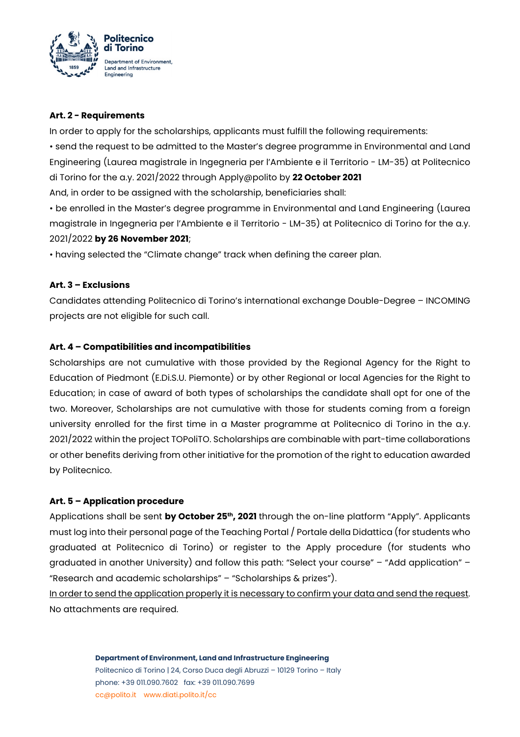**Art. 2 - Requirements**

In order to apply for the scholarships, applicants must fulfill the following requirements:

• send the request to be admitted to the Master's degree programme in Environmental and Land Engineering (Laurea magistrale in Ingegneria per l'Ambiente e il Territorio - LM-35) at Politecnico di Torino for the a.y. 2021/2022 through Apply@polito by **22 October 2021**

And, in order to be assigned with the scholarship, beneficiaries shall:

• be enrolled in the Master's degree programme in Environmental and Land Engineering (Laurea magistrale in Ingegneria per l'Ambiente e il Territorio - LM-35) at Politecnico di Torino for the a.y. 2021/2022 **by 26 November 2021**;

• having selected the "Climate change" track when defining the career plan.

**Art. 3 – Exclusions**

Candidates attending Politecnico di Torino's international exchange Double-Degree – INCOMING projects are not eligible for such call.

**Art. 4 – Compatibilities and incompatibilities**

Scholarships are not cumulative with those provided by the Regional Agency for the Right to Education of Piedmont (E.Di.S.U. Piemonte) or by other Regional or local Agencies for the Right to Education; in case of award of both types of scholarships the candidate shall opt for one of the two. Moreover, Scholarships are not cumulative with those for students coming from a foreign university enrolled for the first time in a Master programme at Politecnico di Torino in the a.y. 2021/2022 within the project TOPoliTO. Scholarships are combinable with part-time collaborations or other benefits deriving from other initiative for the promotion of the right to education awarded by Politecnico.

**Art. 5 – Application procedure**

Applications shall be sent **by October 25th, 2021** through the on-line platform "Apply". Applicants must log into their personal page of the Teaching Portal / Portale della Didattica (for students who graduated at Politecnico di Torino) or register to the Apply procedure (for students who graduated in another University) and follow this path: "Select your course" – "Add application" – "Research and academic scholarships" – "Scholarships & prizes").

<u>In order to send the application properly it is necessary to confirm your data and send the request</u>. No attachments are required.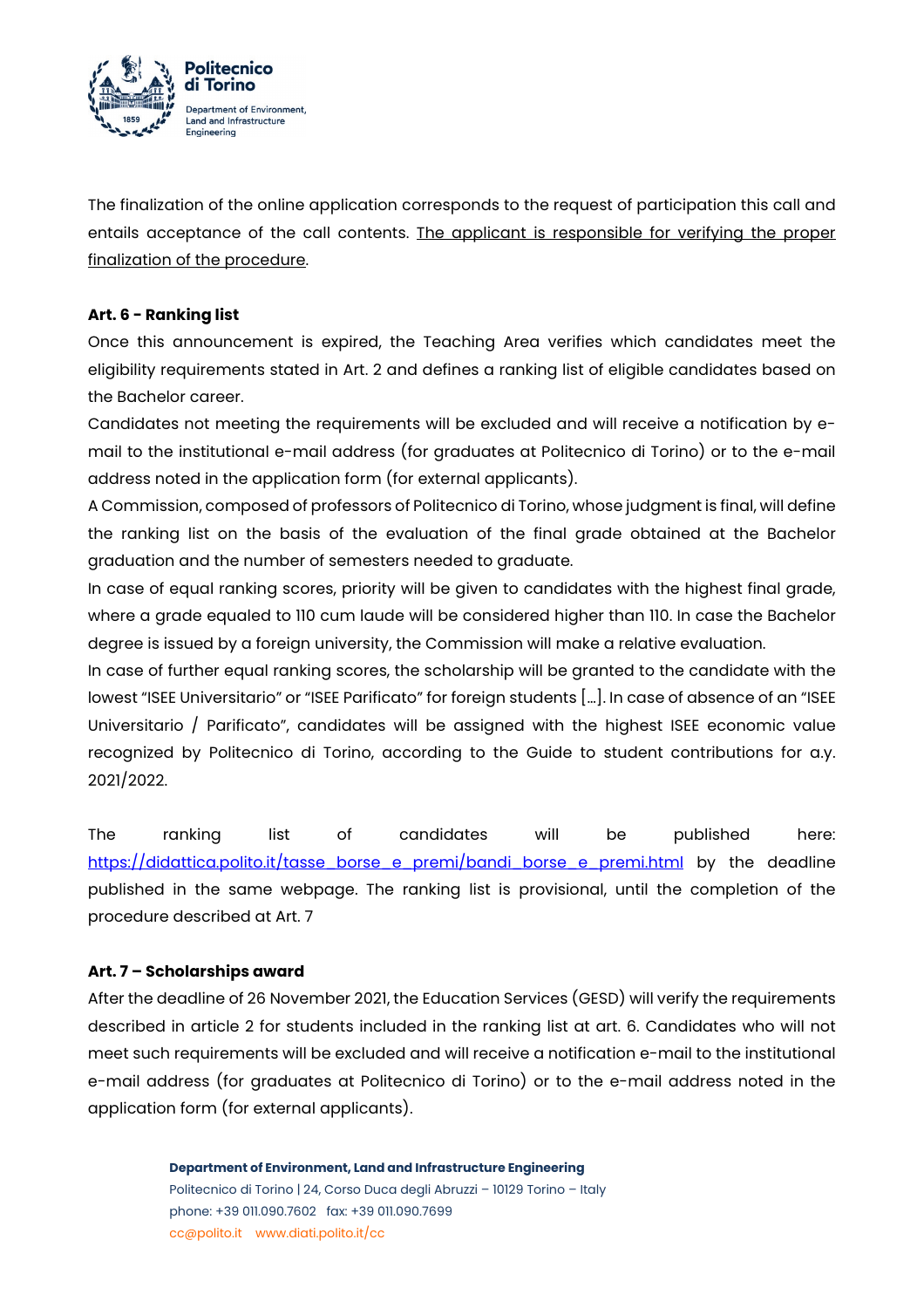The finalization of the online application corresponds to the request of participation this call and entails acceptance of the call contents. The applicant is responsible for verifying the proper finalization of the procedure.

**Art. 6 - Ranking list**

Once this announcement is expired, the Teaching Area verifies which candidates meet the eligibility requirements stated in Art. 2 and defines a ranking list of eligible candidates based on the Bachelor career.

Candidates not meeting the requirements will be excluded and will receive a notification by e-mail to the institutional e-mail address (for graduates at Politecnico di Torino) or to the e-mail address noted in the application form (for external applicants).

A Commission, composed of professors of Politecnico di Torino, whose judgment is final, will define the ranking list on the basis of the evaluation of the final grade obtained at the Bachelor graduation and the number of semesters needed to graduate.

In case of equal ranking scores, priority will be given to candidates with the highest final grade, where a grade equaled to 110 cum laude will be considered higher than 110. In case the Bachelor degree is issued by a foreign university, the Commission will make a relative evaluation.

In case of further equal ranking scores, the scholarship will be granted to the candidate with the lowest "ISEE Universitario" or "ISEE Parificato" for foreign students [...]. In case of absence of an "ISEE Universitario / Parificato", candidates will be assigned with the highest ISEE economic value recognized by Politecnico di Torino, according to the Guide to student contributions for a.y. 2021/2022.

The ranking list of candidates will be published here: https://didattica.polito.it/tasse_borse_e_premi/bandi_borse_e_premi.html by the deadline published in the same webpage. The ranking list is provisional, until the completion of the procedure described at Art. 7

**Art. 7 – Scholarships award**

After the deadline of 26 November 2021, the Education Services (GESD) will verify the requirements described in article 2 for students included in the ranking list at art. 6. Candidates who will not meet such requirements will be excluded and will receive a notification e-mail to the institutional e-mail address (for graduates at Politecnico di Torino) or to the e-mail address noted in the application form (for external applicants).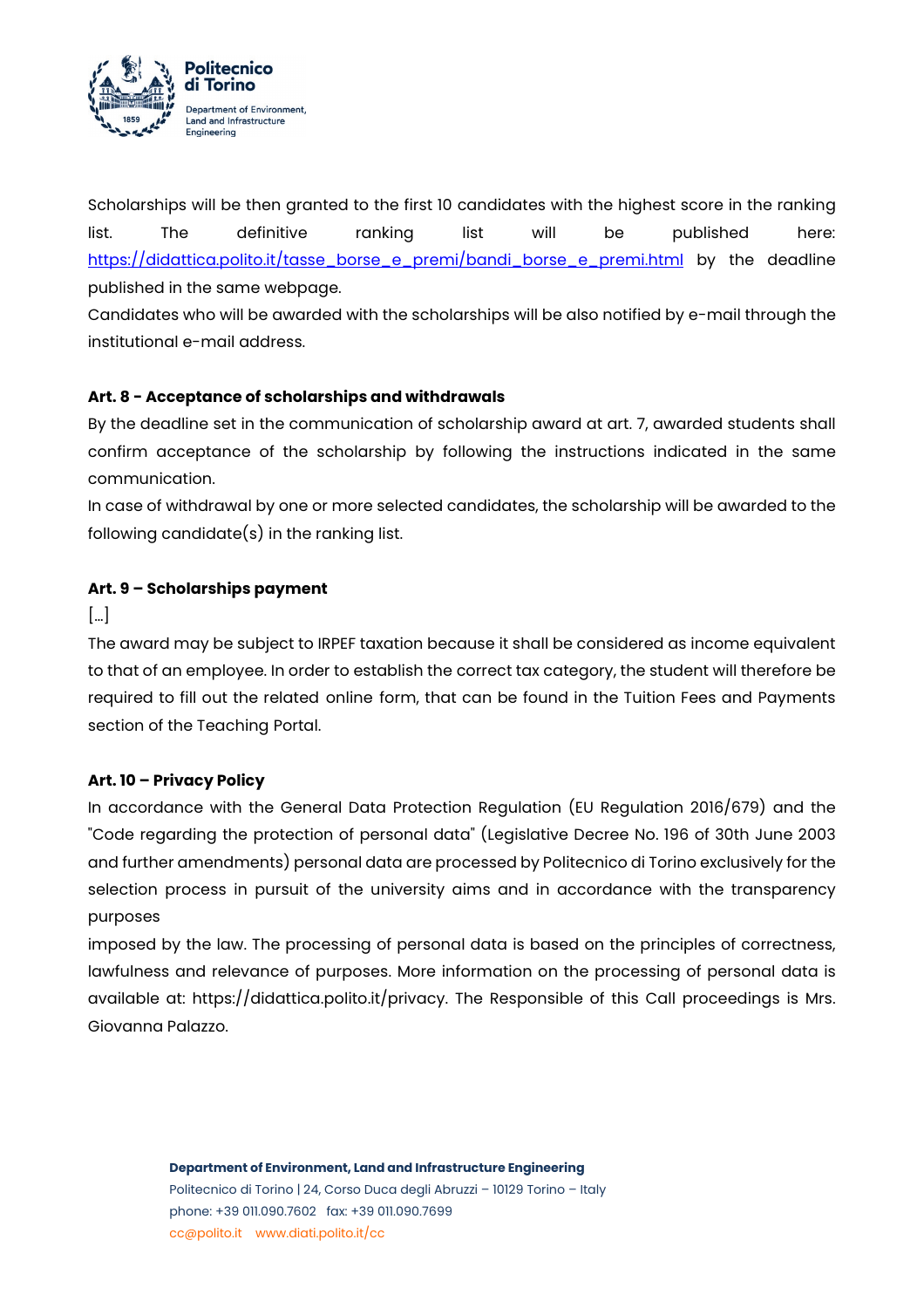Scholarships will be then granted to the first 10 candidates with the highest score in the ranking list. The definitive ranking list will be published here: [https://didattica.polito.it/tasse_borse_e_premi/bandi_borse_e_premi.html](https://didattica.polito.it/tasse_borse_e_premi/bandi_borse_e_premi.html) by the deadline published in the same webpage.

Candidates who will be awarded with the scholarships will be also notified by e-mail through the institutional e-mail address.

**Art. 8 - Acceptance of scholarships and withdrawals**

By the deadline set in the communication of scholarship award at art. 7, awarded students shall confirm acceptance of the scholarship by following the instructions indicated in the same communication.

In case of withdrawal by one or more selected candidates, the scholarship will be awarded to the following candidate(s) in the ranking list.

**Art. 9 – Scholarships payment**

[...]

The award may be subject to IRPEF taxation because it shall be considered as income equivalent to that of an employee. In order to establish the correct tax category, the student will therefore be required to fill out the related online form, that can be found in the Tuition Fees and Payments section of the Teaching Portal.

**Art. 10 – Privacy Policy**

In accordance with the General Data Protection Regulation (EU Regulation 2016/679) and the "Code regarding the protection of personal data" (Legislative Decree No. 196 of 30th June 2003 and further amendments) personal data are processed by Politecnico di Torino exclusively for the selection process in pursuit of the university aims and in accordance with the transparency purposes

imposed by the law. The processing of personal data is based on the principles of correctness, lawfulness and relevance of purposes. More information on the processing of personal data is available at: https://didattica.polito.it/privacy. The Responsible of this Call proceedings is Mrs. Giovanna Palazzo.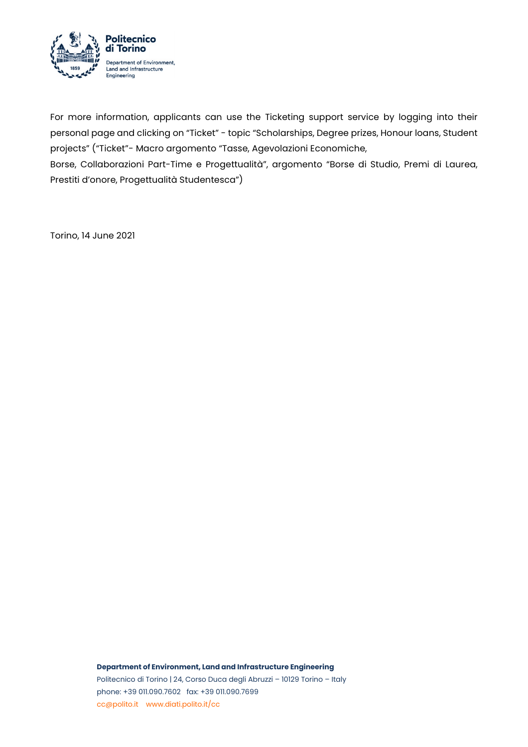For more information, applicants can use the Ticketing support service by logging into their personal page and clicking on "Ticket" - topic "Scholarships, Degree prizes, Honour loans, Student projects" ("Ticket"- Macro argomento "Tasse, Agevolazioni Economiche,
Borse, Collaborazioni Part-Time e Progettualità", argomento "Borse di Studio, Premi di Laurea, Prestiti d'onore, Progettualità Studentesca")

Torino, 14 June 2021